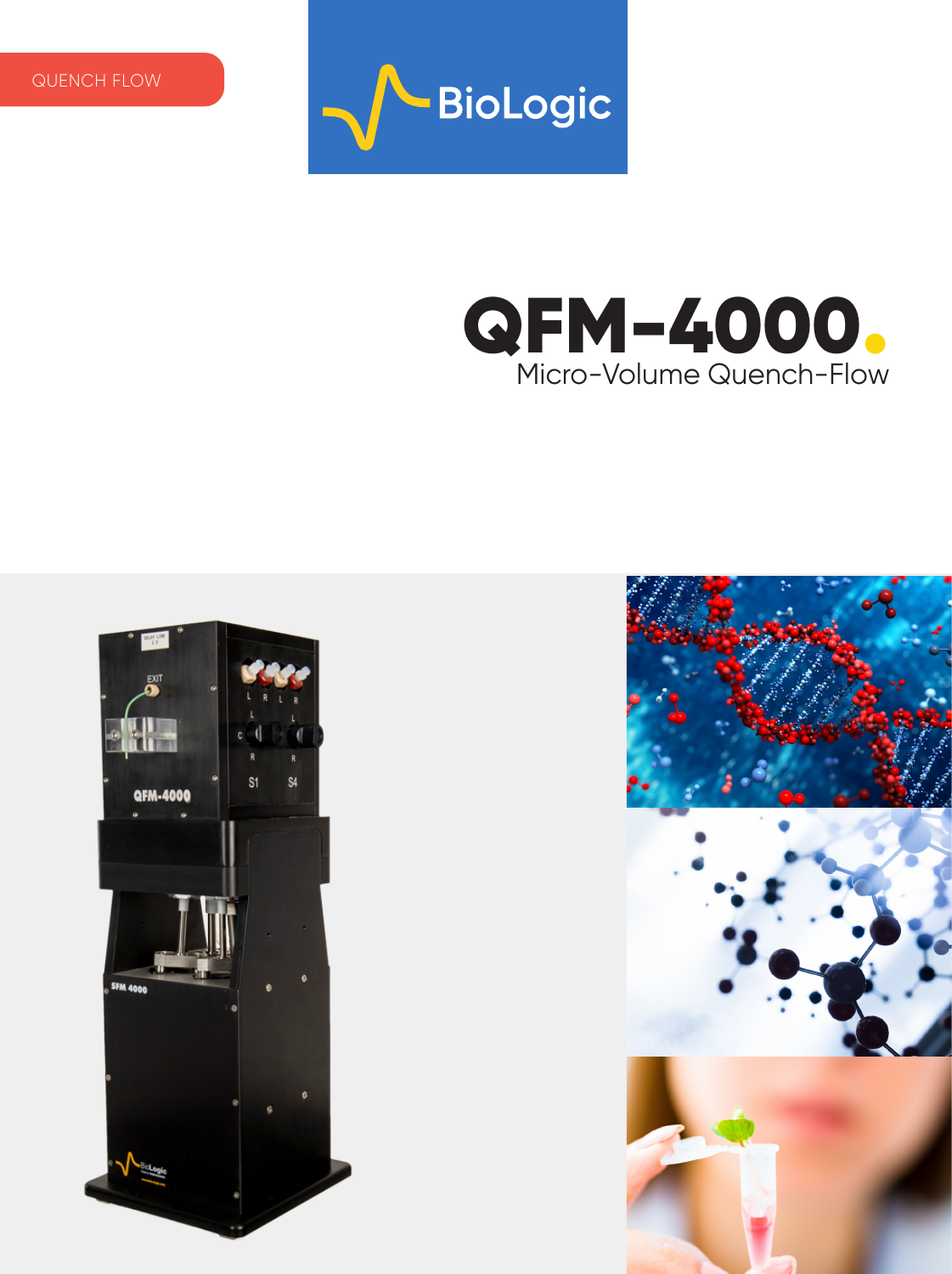QUENCH FLOW

BioLogic

# QFM-4000.

## Micro-Volume Quench-Flow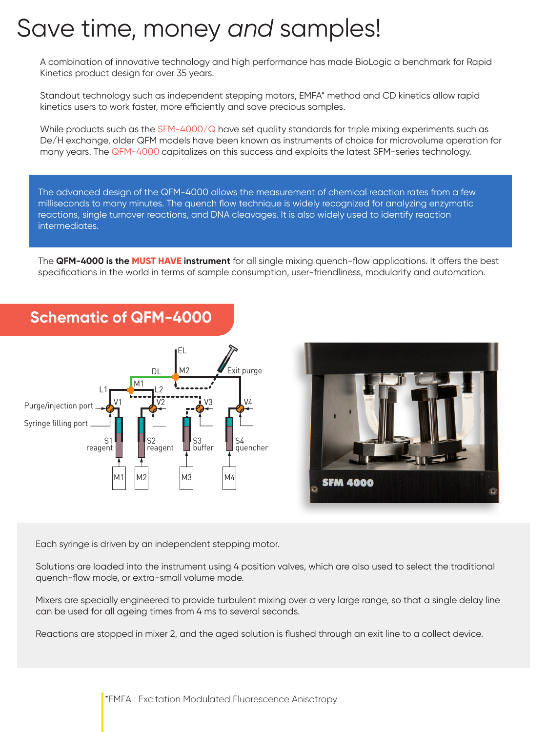# Save time, money *and* samples!

A combination of innovative technology and high performance has made BioLogic a benchmark for Rapid Kinetics product design for over 35 years.

Standout technology such as independent stepping motors, EMFA* method and CD kinetics allow rapid kinetics users to work faster, more efficiently and save precious samples.

While products such as the SFM-4000/Q have set quality standards for triple mixing experiments such as De/H exchange, older QFM models have been known as instruments of choice for microvolume operation for many years. The QFM-4000 capitalizes on this success and exploits the latest SFM-series technology.

The advanced design of the QFM-4000 allows the measurement of chemical reaction rates from a few milliseconds to many minutes. The quench flow technique is widely recognized for analyzing enzymatic reactions, single turnover reactions, and DNA cleavages. It is also widely used to identify reaction intermediates.

The **QFM-4000 is the MUST HAVE instrument** for all single mixing quench-flow applications. It offers the best specifications in the world in terms of sample consumption, user-friendliness, modularity and automation.

## Schematic of QFM-4000

Each syringe is driven by an independent stepping motor.

Solutions are loaded into the instrument using 4 position valves, which are also used to select the traditional quench-flow mode, or extra-small volume mode.

Mixers are specially engineered to provide turbulent mixing over a very large range, so that a single delay line can be used for all ageing times from 4 ms to several seconds.

Reactions are stopped in mixer 2, and the aged solution is flushed through an exit line to a collect device.

*EMFA : Excitation Modulated Fluorescence Anisotropy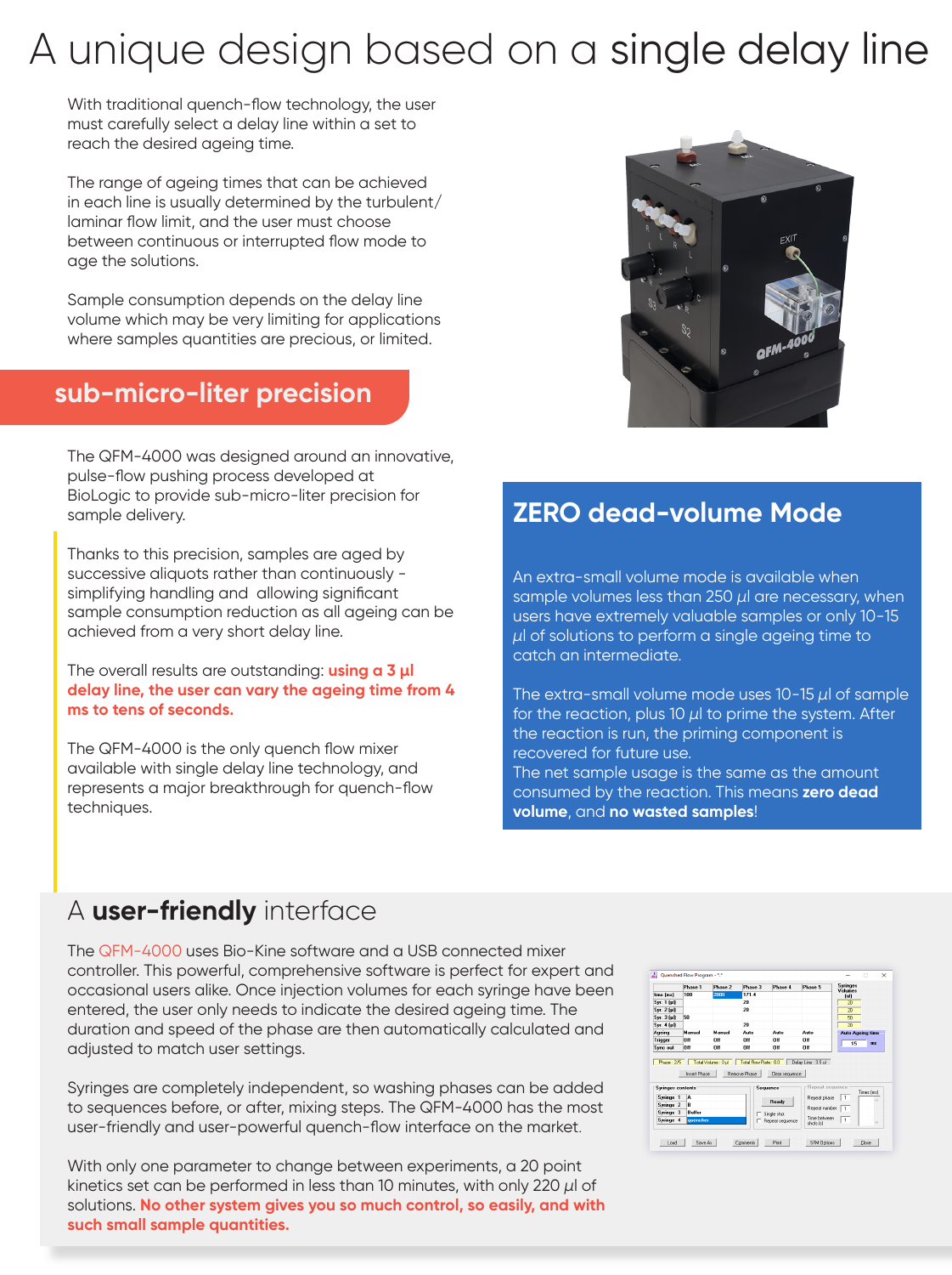# A unique design based on a **single delay line**

With traditional quench-flow technology, the user must carefully select a delay line within a set to reach the desired ageing time.

The range of ageing times that can be achieved in each line is usually determined by the turbulent/laminar flow limit, and the user must choose between continuous or interrupted flow mode to age the solutions.

Sample consumption depends on the delay line volume which may be very limiting for applications where samples quantities are precious, or limited.

## sub-micro-liter precision

The QFM-4000 was designed around an innovative, pulse-flow pushing process developed at BioLogic to provide sub-micro-liter precision for sample delivery.

Thanks to this precision, samples are aged by successive aliquots rather than continuously - simplifying handling and allowing significant sample consumption reduction as all ageing can be achieved from a very short delay line.

The overall results are outstanding: **using a 3 µl delay line, the user can vary the ageing time from 4 ms to tens of seconds.**

The QFM-4000 is the only quench flow mixer available with single delay line technology, and represents a major breakthrough for quench-flow techniques.

## ZERO dead-volume Mode

An extra-small volume mode is available when sample volumes less than 250 µl are necessary, when users have extremely valuable samples or only 10-15 µl of solutions to perform a single ageing time to catch an intermediate.

The extra-small volume mode uses 10-15 µl of sample for the reaction, plus 10 µl to prime the system. After the reaction is run, the priming component is recovered for future use.
The net sample usage is the same as the amount consumed by the reaction. This means **zero dead volume**, and **no wasted samples**!

## A **user-friendly** interface

The QFM-4000 uses Bio-Kine software and a USB connected mixer controller. This powerful, comprehensive software is perfect for expert and occasional users alike. Once injection volumes for each syringe have been entered, the user only needs to indicate the desired ageing time. The duration and speed of the phase are then automatically calculated and adjusted to match user settings.

Syringes are completely independent, so washing phases can be added to sequences before, or after, mixing steps. The QFM-4000 has the most user-friendly and user-powerful quench-flow interface on the market.

With only one parameter to change between experiments, a 20 point kinetics set can be performed in less than 10 minutes, with only 220 µl of solutions. **No other system gives you so much control, so easily, and with such small sample quantities.**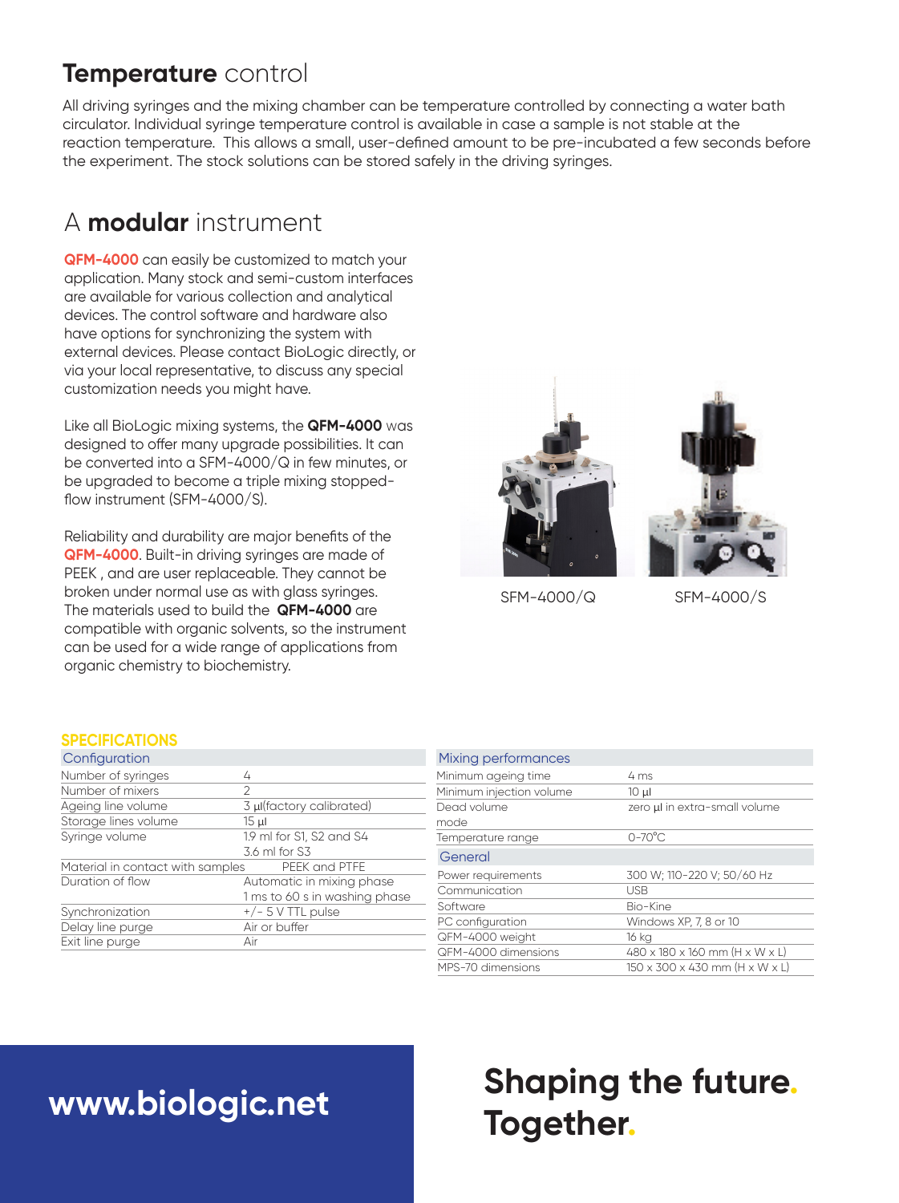## **Temperature** control

All driving syringes and the mixing chamber can be temperature controlled by connecting a water bath circulator. Individual syringe temperature control is available in case a sample is not stable at the reaction temperature. This allows a small, user-defined amount to be pre-incubated a few seconds before the experiment. The stock solutions can be stored safely in the driving syringes.

## A **modular** instrument

**QFM-4000** can easily be customized to match your application. Many stock and semi-custom interfaces are available for various collection and analytical devices. The control software and hardware also have options for synchronizing the system with external devices. Please contact BioLogic directly, or via your local representative, to discuss any special customization needs you might have.

Like all BioLogic mixing systems, the **QFM-4000** was designed to offer many upgrade possibilities. It can be converted into a SFM-4000/Q in few minutes, or be upgraded to become a triple mixing stopped-flow instrument (SFM-4000/S).

Reliability and durability are major benefits of the **QFM-4000**. Built-in driving syringes are made of PEEK , and are user replaceable. They cannot be broken under normal use as with glass syringes. The materials used to build the **QFM-4000** are compatible with organic solvents, so the instrument can be used for a wide range of applications from organic chemistry to biochemistry.

SFM-4000/Q

SFM-4000/S

### SPECIFICATIONS

| Configuration | |
|---|---|
| Number of syringes | 4 |
| Number of mixers | 2 |
| Ageing line volume | 3 µl(factory calibrated) |
| Storage lines volume | 15 µl |
| Syringe volume | 1.9 ml for S1, S2 and S4<br>3.6 ml for S3 |
| Material in contact with samples | PEEK and PTFE |
| Duration of flow | Automatic in mixing phase<br>1 ms to 60 s in washing phase |
| Synchronization | +/- 5 V TTL pulse |
| Delay line purge | Air or buffer |
| Exit line purge | Air |

| Mixing performances | |
|---|---|
| Minimum ageing time | 4 ms |
| Minimum injection volume | 10 µl |
| Dead volume mode | zero µl in extra-small volume |
| Temperature range | 0-70°C |

| General | |
|---|---|
| Power requirements | 300 W; 110-220 V; 50/60 Hz |
| Communication | USB |
| Software | Bio-Kine |
| PC configuration | Windows XP, 7, 8 or 10 |
| QFM-4000 weight | 16 kg |
| QFM-4000 dimensions | 480 x 180 x 160 mm (H x W x L) |
| MPS-70 dimensions | 150 x 300 x 430 mm (H x W x L) |

**www.biologic.net**

**Shaping the future. Together.**